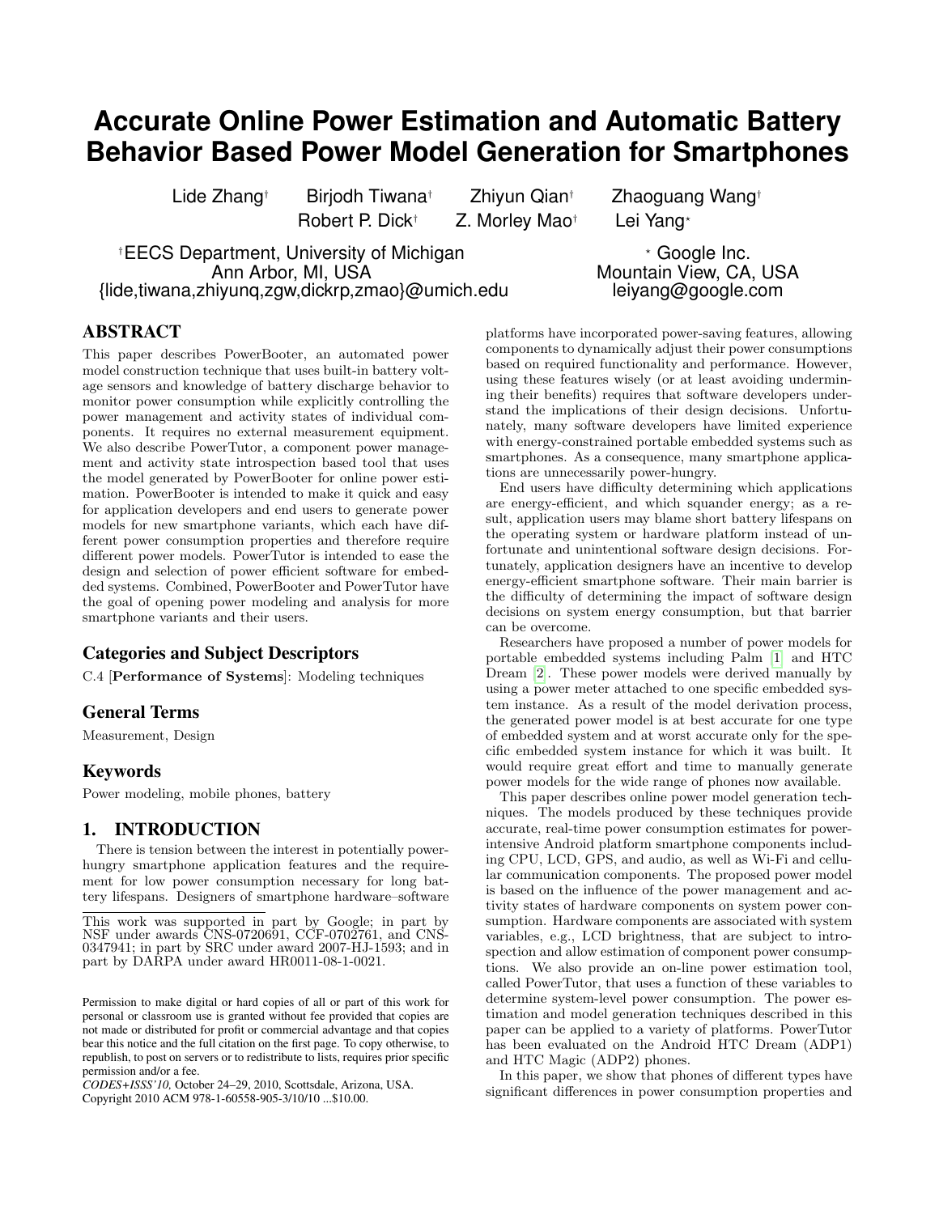# Accurate Online Power Estimation and Automatic Battery Behavior Based Power Model Generation for Smartphones

Lide Zhang[†] Birjodh Tiwana[†] Zhiyun Qian[†] Zhaoguang Wang[†]
Robert P. Dick[†] Z. Morley Mao[†] Lei Yang[⋆]

[†]EECS Department, University of Michigan
Ann Arbor, MI, USA
{lide,tiwana,zhiyunq,zgw,dickrp,zmao}@umich.edu

[⋆] Google Inc.
Mountain View, CA, USA
leiyang@google.com

## ABSTRACT

This paper describes PowerBooter, an automated power model construction technique that uses built-in battery voltage sensors and knowledge of battery discharge behavior to monitor power consumption while explicitly controlling the power management and activity states of individual components. It requires no external measurement equipment. We also describe PowerTutor, a component power management and activity state introspection based tool that uses the model generated by PowerBooter for online power estimation. PowerBooter is intended to make it quick and easy for application developers and end users to generate power models for new smartphone variants, which each have different power consumption properties and therefore require different power models. PowerTutor is intended to ease the design and selection of power efficient software for embedded systems. Combined, PowerBooter and PowerTutor have the goal of opening power modeling and analysis for more smartphone variants and their users.

### Categories and Subject Descriptors

C.4 [**Performance of Systems**]: Modeling techniques

### General Terms

Measurement, Design

### Keywords

Power modeling, mobile phones, battery

## 1. INTRODUCTION

There is tension between the interest in potentially power-hungry smartphone application features and the requirement for low power consumption necessary for long battery lifespans. Designers of smartphone hardware–software platforms have incorporated power-saving features, allowing components to dynamically adjust their power consumptions based on required functionality and performance. However, using these features wisely (or at least avoiding undermining their benefits) requires that software developers understand the implications of their design decisions. Unfortunately, many software developers have limited experience with energy-constrained portable embedded systems such as smartphones. As a consequence, many smartphone applications are unnecessarily power-hungry.

End users have difficulty determining which applications are energy-efficient, and which squander energy; as a result, application users may blame short battery lifespans on the operating system or hardware platform instead of unfortunate and unintentional software design decisions. Fortunately, application designers have an incentive to develop energy-efficient smartphone software. Their main barrier is the difficulty of determining the impact of software design decisions on system energy consumption, but that barrier can be overcome.

Researchers have proposed a number of power models for portable embedded systems including Palm [1] and HTC Dream [2]. These power models were derived manually by using a power meter attached to one specific embedded system instance. As a result of the model derivation process, the generated power model is at best accurate for one type of embedded system and at worst accurate only for the specific embedded system instance for which it was built. It would require great effort and time to manually generate power models for the wide range of phones now available.

This paper describes online power model generation techniques. The models produced by these techniques provide accurate, real-time power consumption estimates for power-intensive Android platform smartphone components including CPU, LCD, GPS, and audio, as well as Wi-Fi and cellular communication components. The proposed power model is based on the influence of the power management and activity states of hardware components on system power consumption. Hardware components are associated with system variables, e.g., LCD brightness, that are subject to introspection and allow estimation of component power consumptions. We also provide an on-line power estimation tool, called PowerTutor, that uses a function of these variables to determine system-level power consumption. The power estimation and model generation techniques described in this paper can be applied to a variety of platforms. PowerTutor has been evaluated on the Android HTC Dream (ADP1) and HTC Magic (ADP2) phones.

In this paper, we show that phones of different types have significant differences in power consumption properties and

This work was supported in part by Google; in part by NSF under awards CNS-0720691, CCF-0702761, and CNS-0347941; in part by SRC under award 2007-HJ-1593; and in part by DARPA under award HR0011-08-1-0021.

Permission to make digital or hard copies of all or part of this work for personal or classroom use is granted without fee provided that copies are not made or distributed for profit or commercial advantage and that copies bear this notice and the full citation on the first page. To copy otherwise, to republish, to post on servers or to redistribute to lists, requires prior specific permission and/or a fee.
*CODES+ISSS'10,* October 24–29, 2010, Scottsdale, Arizona, USA.
Copyright 2010 ACM 978-1-60558-905-3/10/10 ...$10.00.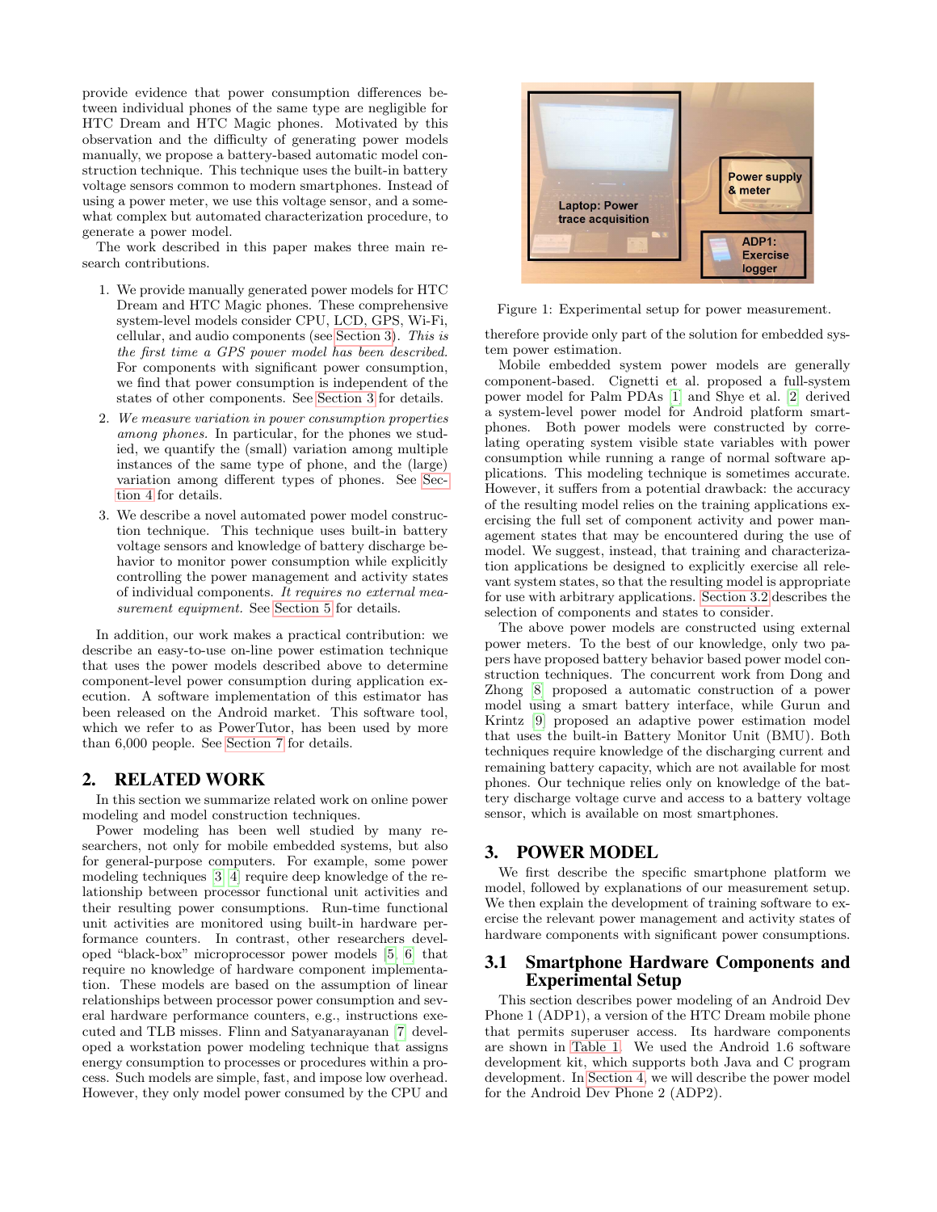provide evidence that power consumption differences between individual phones of the same type are negligible for HTC Dream and HTC Magic phones. Motivated by this observation and the difficulty of generating power models manually, we propose a battery-based automatic model construction technique. This technique uses the built-in battery voltage sensors common to modern smartphones. Instead of using a power meter, we use this voltage sensor, and a somewhat complex but automated characterization procedure, to generate a power model.

The work described in this paper makes three main research contributions.

1. We provide manually generated power models for HTC Dream and HTC Magic phones. These comprehensive system-level models consider CPU, LCD, GPS, Wi-Fi, cellular, and audio components (see Section 3). *This is the first time a GPS power model has been described.* For components with significant power consumption, we find that power consumption is independent of the states of other components. See Section 3 for details.
2. *We measure variation in power consumption properties among phones.* In particular, for the phones we studied, we quantify the (small) variation among multiple instances of the same type of phone, and the (large) variation among different types of phones. See Section 4 for details.
3. We describe a novel automated power model construction technique. This technique uses built-in battery voltage sensors and knowledge of battery discharge behavior to monitor power consumption while explicitly controlling the power management and activity states of individual components. *It requires no external measurement equipment.* See Section 5 for details.

In addition, our work makes a practical contribution: we describe an easy-to-use on-line power estimation technique that uses the power models described above to determine component-level power consumption during application execution. A software implementation of this estimator has been released on the Android market. This software tool, which we refer to as PowerTutor, has been used by more than 6,000 people. See Section 7 for details.

## 2. RELATED WORK

In this section we summarize related work on online power modeling and model construction techniques.

Power modeling has been well studied by many researchers, not only for mobile embedded systems, but also for general-purpose computers. For example, some power modeling techniques [3, 4] require deep knowledge of the relationship between processor functional unit activities and their resulting power consumptions. Run-time functional unit activities are monitored using built-in hardware performance counters. In contrast, other researchers developed "black-box" microprocessor power models [5, 6] that require no knowledge of hardware component implementation. These models are based on the assumption of linear relationships between processor power consumption and several hardware performance counters, e.g., instructions executed and TLB misses. Flinn and Satyanarayanan [7] developed a workstation power modeling technique that assigns energy consumption to processes or procedures within a process. Such models are simple, fast, and impose low overhead. However, they only model power consumed by the CPU and therefore provide only part of the solution for embedded system power estimation.

Figure 1: Experimental setup for power measurement.

Mobile embedded system power models are generally component-based. Cignetti et al. proposed a full-system power model for Palm PDAs [1] and Shye et al. [2] derived a system-level power model for Android platform smartphones. Both power models were constructed by correlating operating system visible state variables with power consumption while running a range of normal software applications. This modeling technique is sometimes accurate. However, it suffers from a potential drawback: the accuracy of the resulting model relies on the training applications exercising the full set of component activity and power management states that may be encountered during the use of model. We suggest, instead, that training and characterization applications be designed to explicitly exercise all relevant system states, so that the resulting model is appropriate for use with arbitrary applications. Section 3.2 describes the selection of components and states to consider.

The above power models are constructed using external power meters. To the best of our knowledge, only two papers have proposed battery behavior based power model construction techniques. The concurrent work from Dong and Zhong [8] proposed a automatic construction of a power model using a smart battery interface, while Gurun and Krintz [9] proposed an adaptive power estimation model that uses the built-in Battery Monitor Unit (BMU). Both techniques require knowledge of the discharging current and remaining battery capacity, which are not available for most phones. Our technique relies only on knowledge of the battery discharge voltage curve and access to a battery voltage sensor, which is available on most smartphones.

## 3. POWER MODEL

We first describe the specific smartphone platform we model, followed by explanations of our measurement setup. We then explain the development of training software to exercise the relevant power management and activity states of hardware components with significant power consumptions.

### 3.1 Smartphone Hardware Components and Experimental Setup

This section describes power modeling of an Android Dev Phone 1 (ADP1), a version of the HTC Dream mobile phone that permits superuser access. Its hardware components are shown in Table 1. We used the Android 1.6 software development kit, which supports both Java and C program development. In Section 4, we will describe the power model for the Android Dev Phone 2 (ADP2).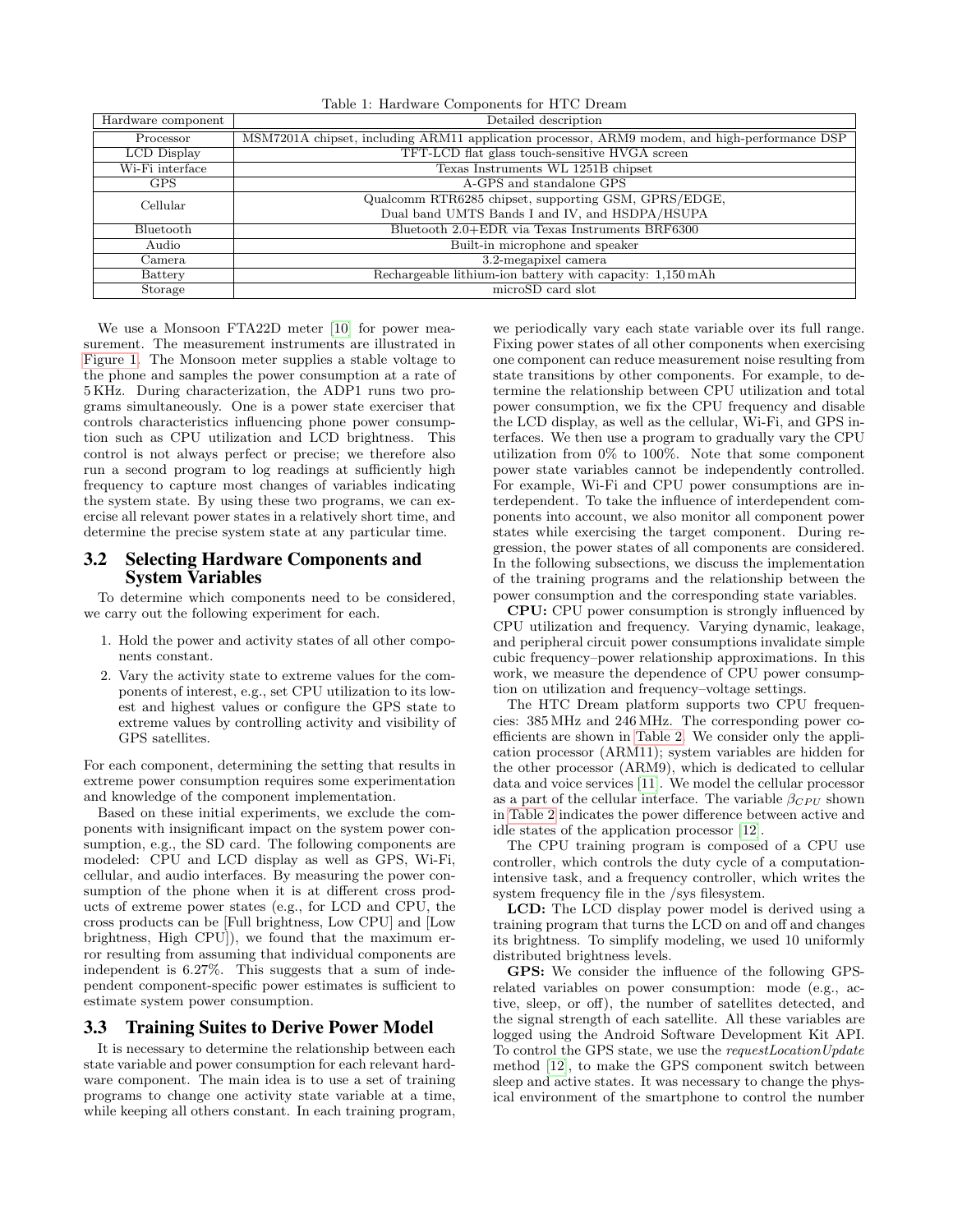Table 1: Hardware Components for HTC Dream

| Hardware component | Detailed description |
|---|---|
| Processor | MSM7201A chipset, including ARM11 application processor, ARM9 modem, and high-performance DSP |
| LCD Display | TFT-LCD flat glass touch-sensitive HVGA screen |
| Wi-Fi interface | Texas Instruments WL 1251B chipset |
| GPS | A-GPS and standalone GPS |
| Cellular | Qualcomm RTR6285 chipset, supporting GSM, GPRS/EDGE, Dual band UMTS Bands I and IV, and HSDPA/HSUPA |
| Bluetooth | Bluetooth 2.0+EDR via Texas Instruments BRF6300 |
| Audio | Built-in microphone and speaker |
| Camera | 3.2-megapixel camera |
| Battery | Rechargeable lithium-ion battery with capacity: 1,150 mAh |
| Storage | microSD card slot |

We use a Monsoon FTA22D meter [10] for power measurement. The measurement instruments are illustrated in Figure 1. The Monsoon meter supplies a stable voltage to the phone and samples the power consumption at a rate of 5 KHz. During characterization, the ADP1 runs two programs simultaneously. One is a power state exerciser that controls characteristics influencing phone power consumption such as CPU utilization and LCD brightness. This control is not always perfect or precise; we therefore also run a second program to log readings at sufficiently high frequency to capture most changes of variables indicating the system state. By using these two programs, we can exercise all relevant power states in a relatively short time, and determine the precise system state at any particular time.

## 3.2 Selecting Hardware Components and System Variables

To determine which components need to be considered, we carry out the following experiment for each.

1. Hold the power and activity states of all other components constant.
2. Vary the activity state to extreme values for the components of interest, e.g., set CPU utilization to its lowest and highest values or configure the GPS state to extreme values by controlling activity and visibility of GPS satellites.

For each component, determining the setting that results in extreme power consumption requires some experimentation and knowledge of the component implementation.

Based on these initial experiments, we exclude the components with insignificant impact on the system power consumption, e.g., the SD card. The following components are modeled: CPU and LCD display as well as GPS, Wi-Fi, cellular, and audio interfaces. By measuring the power consumption of the phone when it is at different cross products of extreme power states (e.g., for LCD and CPU, the cross products can be [Full brightness, Low CPU] and [Low brightness, High CPU]), we found that the maximum error resulting from assuming that individual components are independent is 6.27%. This suggests that a sum of independent component-specific power estimates is sufficient to estimate system power consumption.

## 3.3 Training Suites to Derive Power Model

It is necessary to determine the relationship between each state variable and power consumption for each relevant hardware component. The main idea is to use a set of training programs to change one activity state variable at a time, while keeping all others constant. In each training program, we periodically vary each state variable over its full range. Fixing power states of all other components when exercising one component can reduce measurement noise resulting from state transitions by other components. For example, to determine the relationship between CPU utilization and total power consumption, we fix the CPU frequency and disable the LCD display, as well as the cellular, Wi-Fi, and GPS interfaces. We then use a program to gradually vary the CPU utilization from 0% to 100%. Note that some component power state variables cannot be independently controlled. For example, Wi-Fi and CPU power consumptions are interdependent. To take the influence of interdependent components into account, we also monitor all component power states while exercising the target component. During regression, the power states of all components are considered. In the following subsections, we discuss the implementation of the training programs and the relationship between the power consumption and the corresponding state variables.

**CPU:** CPU power consumption is strongly influenced by CPU utilization and frequency. Varying dynamic, leakage, and peripheral circuit power consumptions invalidate simple cubic frequency–power relationship approximations. In this work, we measure the dependence of CPU power consumption on utilization and frequency–voltage settings.

The HTC Dream platform supports two CPU frequencies: 385 MHz and 246 MHz. The corresponding power coefficients are shown in Table 2. We consider only the application processor (ARM11); system variables are hidden for the other processor (ARM9), which is dedicated to cellular data and voice services [11]. We model the cellular processor as a part of the cellular interface. The variable $\beta_{CPU}$ shown in Table 2 indicates the power difference between active and idle states of the application processor [12].

The CPU training program is composed of a CPU use controller, which controls the duty cycle of a computation-intensive task, and a frequency controller, which writes the system frequency file in the /sys filesystem.

**LCD:** The LCD display power model is derived using a training program that turns the LCD on and off and changes its brightness. To simplify modeling, we used 10 uniformly distributed brightness levels.

**GPS:** We consider the influence of the following GPS-related variables on power consumption: mode (e.g., active, sleep, or off), the number of satellites detected, and the signal strength of each satellite. All these variables are logged using the Android Software Development Kit API. To control the GPS state, we use the *requestLocationUpdate* method [12], to make the GPS component switch between sleep and active states. It was necessary to change the physical environment of the smartphone to control the number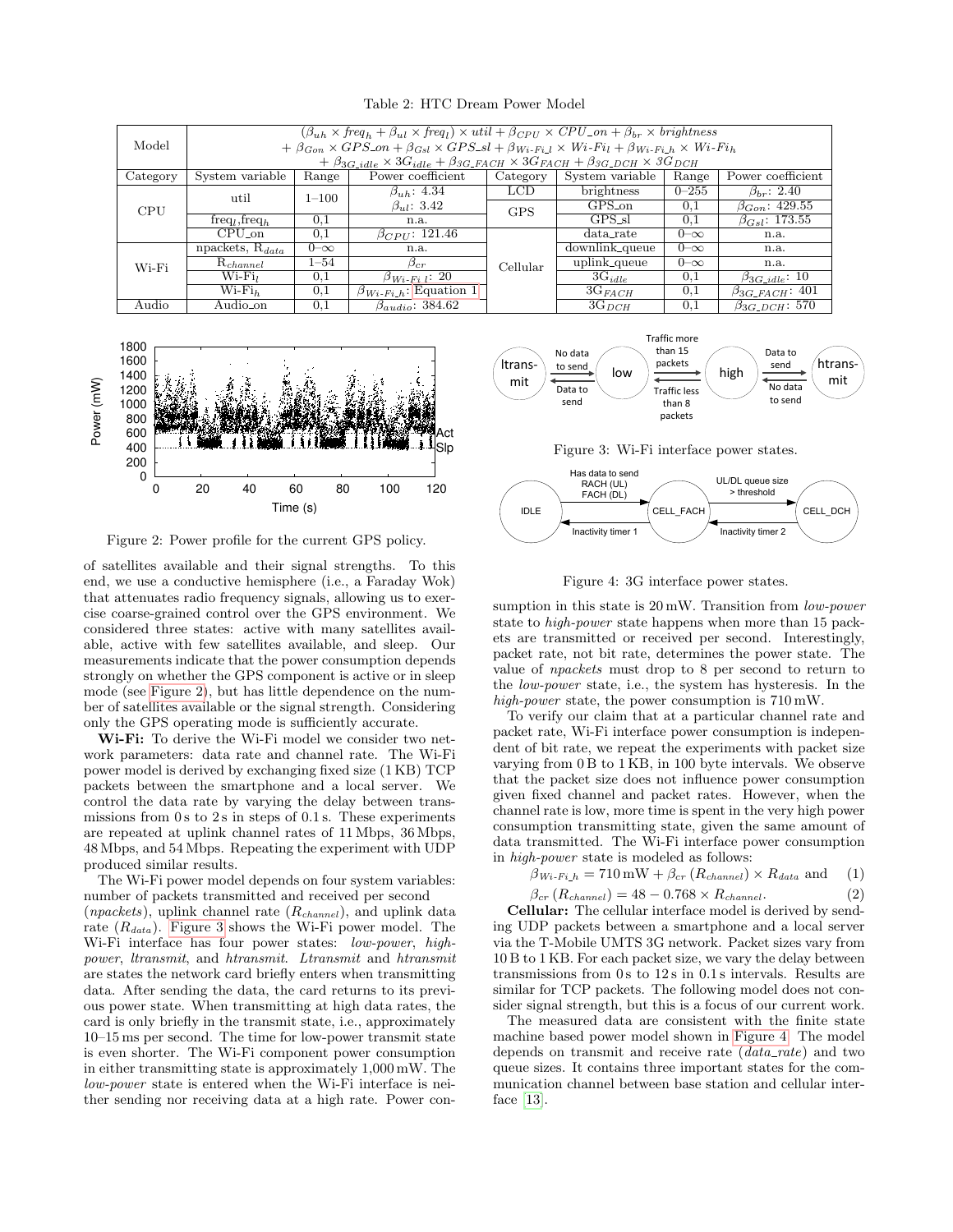Table 2: HTC Dream Power Model

| Model | $(\beta_{uh} \times freq_h + \beta_{ul} \times freq_l) \times util + \beta_{CPU} \times CPU\_on + \beta_{br} \times brightness$ $+ \beta_{Gon} \times GPS\_on + \beta_{Gsl} \times GPS\_sl + \beta_{Wi\text{-}Fi\_l} \times Wi\text{-}Fi_l + \beta_{Wi\text{-}Fi\_h} \times Wi\text{-}Fi_h$ $+ \beta_{3G\_idle} \times 3G_{idle} + \beta_{3G\_FACH} \times 3G_{FACH} + \beta_{3G\_DCH} \times 3G_{DCH}$ | | | | | | |
|---|---|---|---|---|---|---|---|
| Category | System variable | Range | Power coefficient | Category | System variable | Range | Power coefficient |
| CPU | util | 1–100 | $\beta_{uh}$: 4.34, $\beta_{ul}$: 3.42 | LCD | brightness | 0–255 | $\beta_{br}$: 2.40 |
| | $freq_l$, $freq_h$ | 0,1 | n.a. | GPS | GPS_on | 0,1 | $\beta_{Gon}$: 429.55 |
| | CPU_on | 0,1 | $\beta_{CPU}$: 121.46 | | GPS_sl | 0,1 | $\beta_{Gsl}$: 173.55 |
| Wi-Fi | npackets, $R_{data}$ | 0–∞ | n.a. | Cellular | data_rate | 0–∞ | n.a. |
| | $R_{channel}$ | 1–54 | $\beta_{cr}$ | | downlink_queue | 0–∞ | n.a. |
| | $Wi\text{-}Fi_l$ | 0,1 | $\beta_{Wi\text{-}Fi\_l}$: 20 | | uplink_queue | 0–∞ | n.a. |
| | $Wi\text{-}Fi_h$ | 0,1 | $\beta_{Wi\text{-}Fi\_h}$: Equation 1 | | $3G_{idle}$ | 0,1 | $\beta_{3G\_idle}$: 10 |
| Audio | Audio_on | 0,1 | $\beta_{audio}$: 384.62 | | $3G_{FACH}$ | 0,1 | $\beta_{3G\_FACH}$: 401 |
| | | | | | $3G_{DCH}$ | 0,1 | $\beta_{3G\_DCH}$: 570 |

Figure 2: Power profile for the current GPS policy.

of satellites available and their signal strengths. To this end, we use a conductive hemisphere (i.e., a Faraday Wok) that attenuates radio frequency signals, allowing us to exercise coarse-grained control over the GPS environment. We considered three states: active with many satellites available, active with few satellites available, and sleep. Our measurements indicate that the power consumption depends strongly on whether the GPS component is active or in sleep mode (see Figure 2), but has little dependence on the number of satellites available or the signal strength. Considering only the GPS operating mode is sufficiently accurate.

**Wi-Fi:** To derive the Wi-Fi model we consider two network parameters: data rate and channel rate. The Wi-Fi power model is derived by exchanging fixed size (1 KB) TCP packets between the smartphone and a local server. We control the data rate by varying the delay between transmissions from 0 s to 2 s in steps of 0.1 s. These experiments are repeated at uplink channel rates of 11 Mbps, 36 Mbps, 48 Mbps, and 54 Mbps. Repeating the experiment with UDP produced similar results.

The Wi-Fi power model depends on four system variables: number of packets transmitted and received per second (*npackets*), uplink channel rate ($R_{channel}$), and uplink data rate ($R_{data}$). Figure 3 shows the Wi-Fi power model. The Wi-Fi interface has four power states: *low-power*, *high-power*, *ltransmit*, and *htransmit*. *Ltransmit* and *htransmit* are states the network card briefly enters when transmitting data. After sending the data, the card returns to its previous power state. When transmitting at high data rates, the card is only briefly in the transmit state, i.e., approximately 10–15 ms per second. The time for low-power transmit state is even shorter. The Wi-Fi component power consumption in either transmitting state is approximately 1,000 mW. The *low-power* state is entered when the Wi-Fi interface is neither sending nor receiving data at a high rate. Power consumption in this state is 20 mW. Transition from *low-power* state to *high-power* state happens when more than 15 packets are transmitted or received per second. Interestingly, packet rate, not bit rate, determines the power state. The value of *npackets* must drop to 8 per second to return to the *low-power* state, i.e., the system has hysteresis. In the *high-power* state, the power consumption is 710 mW.

Figure 3: Wi-Fi interface power states.

Figure 4: 3G interface power states.

To verify our claim that at a particular channel rate and packet rate, Wi-Fi interface power consumption is independent of bit rate, we repeat the experiments with packet size varying from 0 B to 1 KB, in 100 byte intervals. We observe that the packet size does not influence power consumption given fixed channel and packet rates. However, when the channel rate is low, more time is spent in the very high power consumption transmitting state, given the same amount of data transmitted. The Wi-Fi interface power consumption in *high-power* state is modeled as follows:

$$\beta_{Wi\text{-}Fi\_h} = 710\,\text{mW} + \beta_{cr}\,(R_{channel}) \times R_{data} \text{ and} \quad (1)$$

$$\beta_{cr}\,(R_{channel}) = 48 - 0.768 \times R_{channel}. \quad (2)$$

**Cellular:** The cellular interface model is derived by sending UDP packets between a smartphone and a local server via the T-Mobile UMTS 3G network. Packet sizes vary from 10 B to 1 KB. For each packet size, we vary the delay between transmissions from 0 s to 12 s in 0.1 s intervals. Results are similar for TCP packets. The following model does not consider signal strength, but this is a focus of our current work.

The measured data are consistent with the finite state machine based power model shown in Figure 4. The model depends on transmit and receive rate (*data_rate*) and two queue sizes. It contains three important states for the communication channel between base station and cellular interface [13].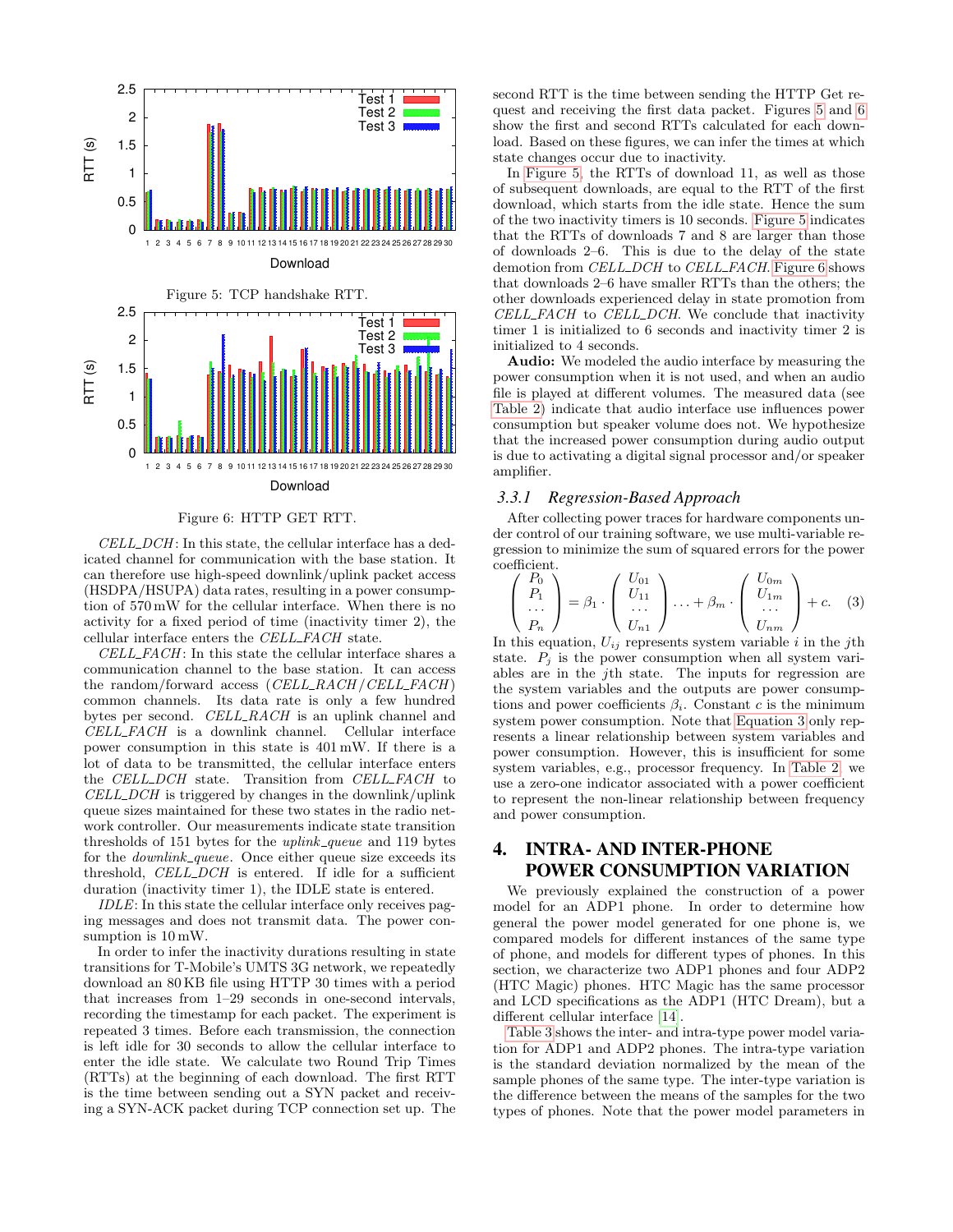Figure 5: TCP handshake RTT.

Figure 6: HTTP GET RTT.

*CELL_DCH*: In this state, the cellular interface has a dedicated channel for communication with the base station. It can therefore use high-speed downlink/uplink packet access (HSDPA/HSUPA) data rates, resulting in a power consumption of 570 mW for the cellular interface. When there is no activity for a fixed period of time (inactivity timer 2), the cellular interface enters the *CELL_FACH* state.

*CELL_FACH*: In this state the cellular interface shares a communication channel to the base station. It can access the random/forward access (*CELL_RACH*/*CELL_FACH*) common channels. Its data rate is only a few hundred bytes per second. *CELL_RACH* is an uplink channel and *CELL_FACH* is a downlink channel. Cellular interface power consumption in this state is 401 mW. If there is a lot of data to be transmitted, the cellular interface enters the *CELL_DCH* state. Transition from *CELL_FACH* to *CELL_DCH* is triggered by changes in the downlink/uplink queue sizes maintained for these two states in the radio network controller. Our measurements indicate state transition thresholds of 151 bytes for the *uplink_queue* and 119 bytes for the *downlink_queue*. Once either queue size exceeds its threshold, *CELL_DCH* is entered. If idle for a sufficient duration (inactivity timer 1), the IDLE state is entered.

*IDLE*: In this state the cellular interface only receives paging messages and does not transmit data. The power consumption is 10 mW.

In order to infer the inactivity durations resulting in state transitions for T-Mobile's UMTS 3G network, we repeatedly download an 80 KB file using HTTP 30 times with a period that increases from 1–29 seconds in one-second intervals, recording the timestamp for each packet. The experiment is repeated 3 times. Before each transmission, the connection is left idle for 30 seconds to allow the cellular interface to enter the idle state. We calculate two Round Trip Times (RTTs) at the beginning of each download. The first RTT is the time between sending out a SYN packet and receiving a SYN-ACK packet during TCP connection set up. The second RTT is the time between sending the HTTP Get request and receiving the first data packet. Figures 5 and 6 show the first and second RTTs calculated for each download. Based on these figures, we can infer the times at which state changes occur due to inactivity.

In Figure 5, the RTTs of download 11, as well as those of subsequent downloads, are equal to the RTT of the first download, which starts from the idle state. Hence the sum of the two inactivity timers is 10 seconds. Figure 5 indicates that the RTTs of downloads 7 and 8 are larger than those of downloads 2–6. This is due to the delay of the state demotion from *CELL_DCH* to *CELL_FACH*. Figure 6 shows that downloads 2–6 have smaller RTTs than the others; the other downloads experienced delay in state promotion from *CELL_FACH* to *CELL_DCH*. We conclude that inactivity timer 1 is initialized to 6 seconds and inactivity timer 2 is initialized to 4 seconds.

**Audio:** We modeled the audio interface by measuring the power consumption when it is not used, and when an audio file is played at different volumes. The measured data (see Table 2) indicate that audio interface use influences power consumption but speaker volume does not. We hypothesize that the increased power consumption during audio output is due to activating a digital signal processor and/or speaker amplifier.

### 3.3.1 Regression-Based Approach

After collecting power traces for hardware components under control of our training software, we use multi-variable regression to minimize the sum of squared errors for the power coefficient.

$$\begin{pmatrix} P_0 \\ P_1 \\ \dots \\ P_n \end{pmatrix} = \beta_1 \cdot \begin{pmatrix} U_{01} \\ U_{11} \\ \dots \\ U_{n1} \end{pmatrix} \dots + \beta_m \cdot \begin{pmatrix} U_{0m} \\ U_{1m} \\ \dots \\ U_{nm} \end{pmatrix} + c. \quad (3)$$

In this equation, $U_{ij}$ represents system variable $i$ in the $j$th state. $P_j$ is the power consumption when all system variables are in the $j$th state. The inputs for regression are the system variables and the outputs are power consumptions and power coefficients $\beta_i$. Constant $c$ is the minimum system power consumption. Note that Equation 3 only represents a linear relationship between system variables and power consumption. However, this is insufficient for some system variables, e.g., processor frequency. In Table 2, we use a zero-one indicator associated with a power coefficient to represent the non-linear relationship between frequency and power consumption.

# 4. INTRA- AND INTER-PHONE POWER CONSUMPTION VARIATION

We previously explained the construction of a power model for an ADP1 phone. In order to determine how general the power model generated for one phone is, we compared models for different instances of the same type of phone, and models for different types of phones. In this section, we characterize two ADP1 phones and four ADP2 (HTC Magic) phones. HTC Magic has the same processor and LCD specifications as the ADP1 (HTC Dream), but a different cellular interface [14].

Table 3 shows the inter- and intra-type power model variation for ADP1 and ADP2 phones. The intra-type variation is the standard deviation normalized by the mean of the sample phones of the same type. The inter-type variation is the difference between the means of the samples for the two types of phones. Note that the power model parameters in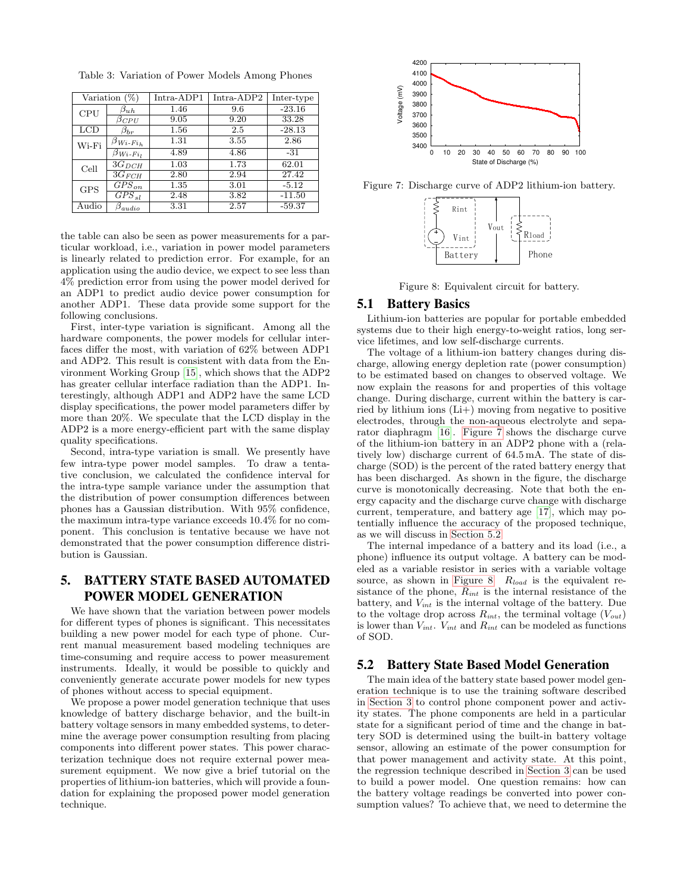Table 3: Variation of Power Models Among Phones

| Variation (%) | | Intra-ADP1 | Intra-ADP2 | Inter-type |
|---|---|---|---|---|
| CPU | $\beta_{uh}$ | 1.46 | 9.6 | -23.16 |
| | $\beta_{CPU}$ | 9.05 | 9.20 | 33.28 |
| LCD | $\beta_{br}$ | 1.56 | 2.5 | -28.13 |
| Wi-Fi | $\beta_{Wi\text{-}Fi_h}$ | 1.31 | 3.55 | 2.86 |
| | $\beta_{Wi\text{-}Fi_l}$ | 4.89 | 4.86 | -31 |
| Cell | $3G_{DCH}$ | 1.03 | 1.73 | 62.01 |
| | $3G_{FCH}$ | 2.80 | 2.94 | 27.42 |
| GPS | $GPS_{on}$ | 1.35 | 3.01 | -5.12 |
| | $GPS_{sl}$ | 2.48 | 3.82 | -11.50 |
| Audio | $\beta_{audio}$ | 3.31 | 2.57 | -59.37 |

the table can also be seen as power measurements for a particular workload, i.e., variation in power model parameters is linearly related to prediction error. For example, for an application using the audio device, we expect to see less than 4% prediction error from using the power model derived for an ADP1 to predict audio device power consumption for another ADP1. These data provide some support for the following conclusions.

First, inter-type variation is significant. Among all the hardware components, the power models for cellular interfaces differ the most, with variation of 62% between ADP1 and ADP2. This result is consistent with data from the Environment Working Group [15], which shows that the ADP2 has greater cellular interface radiation than the ADP1. Interestingly, although ADP1 and ADP2 have the same LCD display specifications, the power model parameters differ by more than 20%. We speculate that the LCD display in the ADP2 is a more energy-efficient part with the same display quality specifications.

Second, intra-type variation is small. We presently have few intra-type power model samples. To draw a tentative conclusion, we calculated the confidence interval for the intra-type sample variance under the assumption that the distribution of power consumption differences between phones has a Gaussian distribution. With 95% confidence, the maximum intra-type variance exceeds 10.4% for no component. This conclusion is tentative because we have not demonstrated that the power consumption difference distribution is Gaussian.

## 5. BATTERY STATE BASED AUTOMATED POWER MODEL GENERATION

We have shown that the variation between power models for different types of phones is significant. This necessitates building a new power model for each type of phone. Current manual measurement based modeling techniques are time-consuming and require access to power measurement instruments. Ideally, it would be possible to quickly and conveniently generate accurate power models for new types of phones without access to special equipment.

We propose a power model generation technique that uses knowledge of battery discharge behavior, and the built-in battery voltage sensors in many embedded systems, to determine the average power consumption resulting from placing components into different power states. This power characterization technique does not require external power measurement equipment. We now give a brief tutorial on the properties of lithium-ion batteries, which will provide a foundation for explaining the proposed power model generation technique.

Figure 7: Discharge curve of ADP2 lithium-ion battery.

Figure 8: Equivalent circuit for battery.

### 5.1 Battery Basics

Lithium-ion batteries are popular for portable embedded systems due to their high energy-to-weight ratios, long service lifetimes, and low self-discharge currents.

The voltage of a lithium-ion battery changes during discharge, allowing energy depletion rate (power consumption) to be estimated based on changes to observed voltage. We now explain the reasons for and properties of this voltage change. During discharge, current within the battery is carried by lithium ions ($Li+$) moving from negative to positive electrodes, through the non-aqueous electrolyte and separator diaphragm [16]. Figure 7 shows the discharge curve of the lithium-ion battery in an ADP2 phone with a (relatively low) discharge current of 64.5 mA. The state of discharge (SOD) is the percent of the rated battery energy that has been discharged. As shown in the figure, the discharge curve is monotonically decreasing. Note that both the energy capacity and the discharge curve change with discharge current, temperature, and battery age [17], which may potentially influence the accuracy of the proposed technique, as we will discuss in Section 5.2.

The internal impedance of a battery and its load (i.e., a phone) influence its output voltage. A battery can be modeled as a variable resistor in series with a variable voltage source, as shown in Figure 8. $R_{load}$ is the equivalent resistance of the phone, $R_{int}$ is the internal resistance of the battery, and $V_{int}$ is the internal voltage of the battery. Due to the voltage drop across $R_{int}$, the terminal voltage ($V_{out}$) is lower than $V_{int}$. $V_{int}$ and $R_{int}$ can be modeled as functions of SOD.

### 5.2 Battery State Based Model Generation

The main idea of the battery state based power model generation technique is to use the training software described in Section 3 to control phone component power and activity states. The phone components are held in a particular state for a significant period of time and the change in battery SOD is determined using the built-in battery voltage sensor, allowing an estimate of the power consumption for that power management and activity state. At this point, the regression technique described in Section 3 can be used to build a power model. One question remains: how can the battery voltage readings be converted into power consumption values? To achieve that, we need to determine the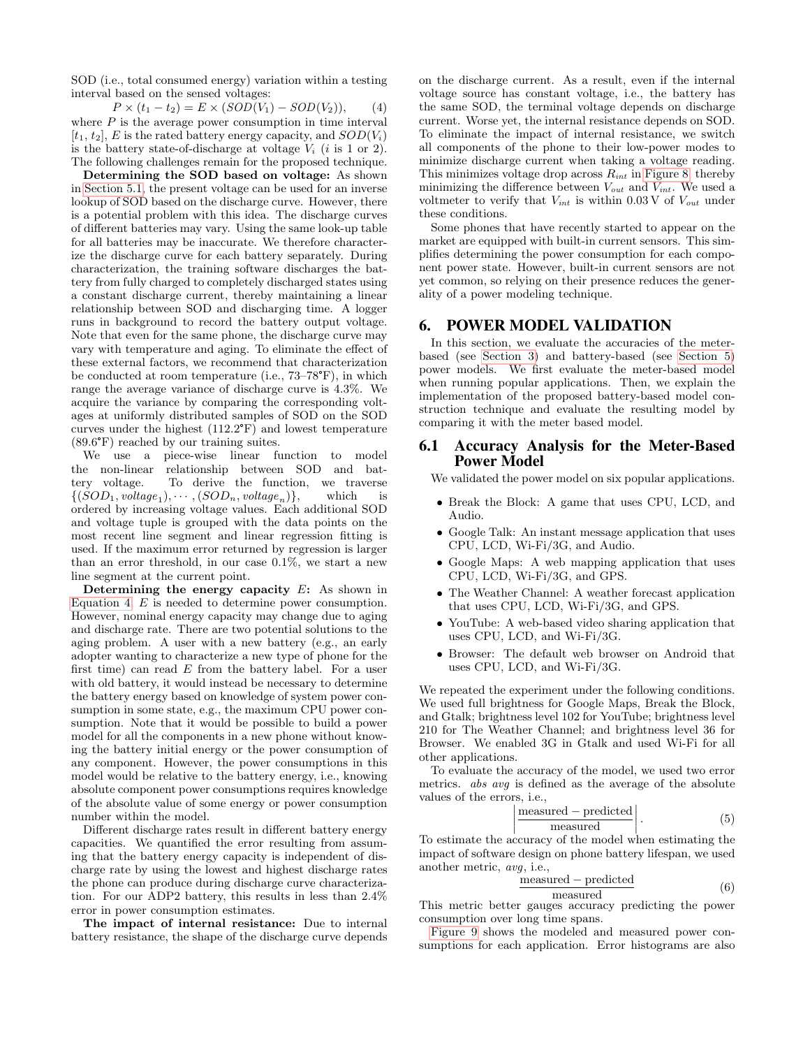SOD (i.e., total consumed energy) variation within a testing interval based on the sensed voltages:

$$P \times (t_1 - t_2) = E \times (SOD(V_1) - SOD(V_2)), \quad (4)$$

where $P$ is the average power consumption in time interval $[t_1, t_2]$, $E$ is the rated battery energy capacity, and $SOD(V_i)$ is the battery state-of-discharge at voltage $V_i$ ($i$ is 1 or 2). The following challenges remain for the proposed technique.

**Determining the SOD based on voltage:** As shown in Section 5.1, the present voltage can be used for an inverse lookup of SOD based on the discharge curve. However, there is a potential problem with this idea. The discharge curves of different batteries may vary. Using the same look-up table for all batteries may be inaccurate. We therefore characterize the discharge curve for each battery separately. During characterization, the training software discharges the battery from fully charged to completely discharged states using a constant discharge current, thereby maintaining a linear relationship between SOD and discharging time. A logger runs in background to record the battery output voltage. Note that even for the same phone, the discharge curve may vary with temperature and aging. To eliminate the effect of these external factors, we recommend that characterization be conducted at room temperature (i.e., 73–78°F), in which range the average variance of discharge curve is 4.3%. We acquire the variance by comparing the corresponding voltages at uniformly distributed samples of SOD on the SOD curves under the highest (112.2°F) and lowest temperature (89.6°F) reached by our training suites.

We use a piece-wise linear function to model the non-linear relationship between SOD and battery voltage. To derive the function, we traverse $\{(SOD_1, voltage_1), \cdots, (SOD_n, voltage_n)\}$, which is ordered by increasing voltage values. Each additional SOD and voltage tuple is grouped with the data points on the most recent line segment and linear regression fitting is used. If the maximum error returned by regression is larger than an error threshold, in our case 0.1%, we start a new line segment at the current point.

**Determining the energy capacity $E$:** As shown in Equation 4, $E$ is needed to determine power consumption. However, nominal energy capacity may change due to aging and discharge rate. There are two potential solutions to the aging problem. A user with a new battery (e.g., an early adopter wanting to characterize a new type of phone for the first time) can read $E$ from the battery label. For a user with old battery, it would instead be necessary to determine the battery energy based on knowledge of system power consumption in some state, e.g., the maximum CPU power consumption. Note that it would be possible to build a power model for all the components in a new phone without knowing the battery initial energy or the power consumption of any component. However, the power consumptions in this model would be relative to the battery energy, i.e., knowing absolute component power consumptions requires knowledge of the absolute value of some energy or power consumption number within the model.

Different discharge rates result in different battery energy capacities. We quantified the error resulting from assuming that the battery energy capacity is independent of discharge rate by using the lowest and highest discharge rates the phone can produce during discharge curve characterization. For our ADP2 battery, this results in less than 2.4% error in power consumption estimates.

**The impact of internal resistance:** Due to internal battery resistance, the shape of the discharge curve depends on the discharge current. As a result, even if the internal voltage source has constant voltage, i.e., the battery has the same SOD, the terminal voltage depends on discharge current. Worse yet, the internal resistance depends on SOD. To eliminate the impact of internal resistance, we switch all components of the phone to their low-power modes to minimize discharge current when taking a voltage reading. This minimizes voltage drop across $R_{int}$ in Figure 8, thereby minimizing the difference between $V_{out}$ and $V_{int}$. We used a voltmeter to verify that $V_{int}$ is within 0.03 V of $V_{out}$ under these conditions.

Some phones that have recently started to appear on the market are equipped with built-in current sensors. This simplifies determining the power consumption for each component power state. However, built-in current sensors are not yet common, so relying on their presence reduces the generality of a power modeling technique.

# 6. POWER MODEL VALIDATION

In this section, we evaluate the accuracies of the meter-based (see Section 3) and battery-based (see Section 5) power models. We first evaluate the meter-based model when running popular applications. Then, we explain the implementation of the proposed battery-based model construction technique and evaluate the resulting model by comparing it with the meter based model.

## 6.1 Accuracy Analysis for the Meter-Based Power Model

We validated the power model on six popular applications.

- Break the Block: A game that uses CPU, LCD, and Audio.
- Google Talk: An instant message application that uses CPU, LCD, Wi-Fi/3G, and Audio.
- Google Maps: A web mapping application that uses CPU, LCD, Wi-Fi/3G, and GPS.
- The Weather Channel: A weather forecast application that uses CPU, LCD, Wi-Fi/3G, and GPS.
- YouTube: A web-based video sharing application that uses CPU, LCD, and Wi-Fi/3G.
- Browser: The default web browser on Android that uses CPU, LCD, and Wi-Fi/3G.

We repeated the experiment under the following conditions. We used full brightness for Google Maps, Break the Block, and Gtalk; brightness level 102 for YouTube; brightness level 210 for The Weather Channel; and brightness level 36 for Browser. We enabled 3G in Gtalk and used Wi-Fi for all other applications.

To evaluate the accuracy of the model, we used two error metrics. *abs avg* is defined as the average of the absolute values of the errors, i.e.,

$$\left| \frac{\text{measured} - \text{predicted}}{\text{measured}} \right|. \quad (5)$$

To estimate the accuracy of the model when estimating the impact of software design on phone battery lifespan, we used another metric, *avg*, i.e.,

$$\frac{\text{measured} - \text{predicted}}{\text{measured}} \quad (6)$$

This metric better gauges accuracy predicting the power consumption over long time spans.

Figure 9 shows the modeled and measured power consumptions for each application. Error histograms are also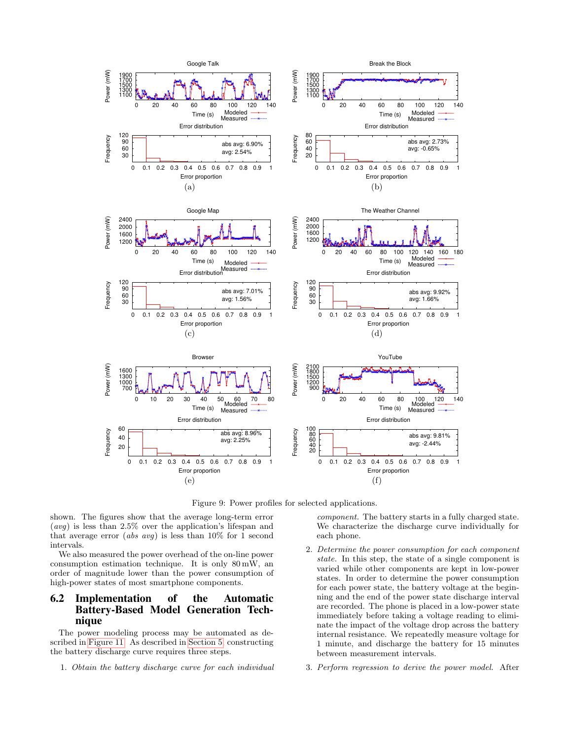Figure 9: Power profiles for selected applications.

shown. The figures show that the average long-term error (*avg*) is less than 2.5% over the application's lifespan and that average error (*abs avg*) is less than 10% for 1 second intervals.

We also measured the power overhead of the on-line power consumption estimation technique. It is only 80 mW, an order of magnitude lower than the power consumption of high-power states of most smartphone components.

## 6.2 Implementation of the Automatic Battery-Based Model Generation Technique

The power modeling process may be automated as described in Figure 11. As described in Section 5, constructing the battery discharge curve requires three steps.

1. *Obtain the battery discharge curve for each individual component.* The battery starts in a fully charged state. We characterize the discharge curve individually for each phone.
2. *Determine the power consumption for each component state.* In this step, the state of a single component is varied while other components are kept in low-power states. In order to determine the power consumption for each power state, the battery voltage at the beginning and the end of the power state discharge interval are recorded. The phone is placed in a low-power state immediately before taking a voltage reading to eliminate the impact of the voltage drop across the battery internal resistance. We repeatedly measure voltage for 1 minute, and discharge the battery for 15 minutes between measurement intervals.
3. *Perform regression to derive the power model.* After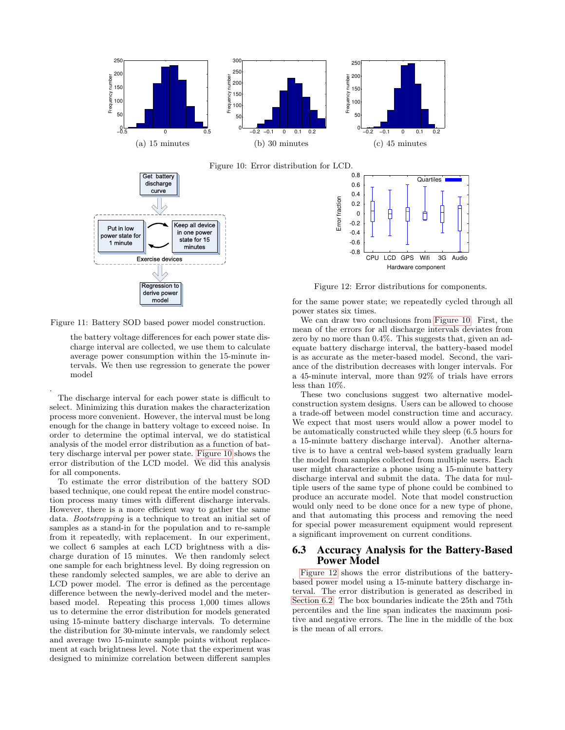Figure 10: Error distribution for LCD.

(a) 15 minutes

(b) 30 minutes

(c) 45 minutes

Figure 11: Battery SOD based power model construction.

> the battery voltage differences for each power state discharge interval are collected, we use them to calculate average power consumption within the 15-minute intervals. We then use regression to generate the power model

.

The discharge interval for each power state is difficult to select. Minimizing this duration makes the characterization process more convenient. However, the interval must be long enough for the change in battery voltage to exceed noise. In order to determine the optimal interval, we do statistical analysis of the model error distribution as a function of battery discharge interval per power state. Figure 10 shows the error distribution of the LCD model. We did this analysis for all components.

To estimate the error distribution of the battery SOD based technique, one could repeat the entire model construction process many times with different discharge intervals. However, there is a more efficient way to gather the same data. *Bootstrapping* is a technique to treat an initial set of samples as a stand-in for the population and to re-sample from it repeatedly, with replacement. In our experiment, we collect 6 samples at each LCD brightness with a discharge duration of 15 minutes. We then randomly select one sample for each brightness level. By doing regression on these randomly selected samples, we are able to derive an LCD power model. The error is defined as the percentage difference between the newly-derived model and the meter-based model. Repeating this process 1,000 times allows us to determine the error distribution for models generated using 15-minute battery discharge intervals. To determine the distribution for 30-minute intervals, we randomly select and average two 15-minute sample points without replacement at each brightness level. Note that the experiment was designed to minimize correlation between different samples for the same power state; we repeatedly cycled through all power states six times.

Figure 12: Error distributions for components.

We can draw two conclusions from Figure 10. First, the mean of the errors for all discharge intervals deviates from zero by no more than 0.4%. This suggests that, given an adequate battery discharge interval, the battery-based model is as accurate as the meter-based model. Second, the variance of the distribution decreases with longer intervals. For a 45-minute interval, more than 92% of trials have errors less than 10%.

These two conclusions suggest two alternative model-construction system designs. Users can be allowed to choose a trade-off between model construction time and accuracy. We expect that most users would allow a power model to be automatically constructed while they sleep (6.5 hours for a 15-minute battery discharge interval). Another alternative is to have a central web-based system gradually learn the model from samples collected from multiple users. Each user might characterize a phone using a 15-minute battery discharge interval and submit the data. The data for multiple users of the same type of phone could be combined to produce an accurate model. Note that model construction would only need to be done once for a new type of phone, and that automating this process and removing the need for special power measurement equipment would represent a significant improvement on current conditions.

## 6.3 Accuracy Analysis for the Battery-Based Power Model

Figure 12 shows the error distributions of the battery-based power model using a 15-minute battery discharge interval. The error distribution is generated as described in Section 6.2. The box boundaries indicate the 25th and 75th percentiles and the line span indicates the maximum positive and negative errors. The line in the middle of the box is the mean of all errors.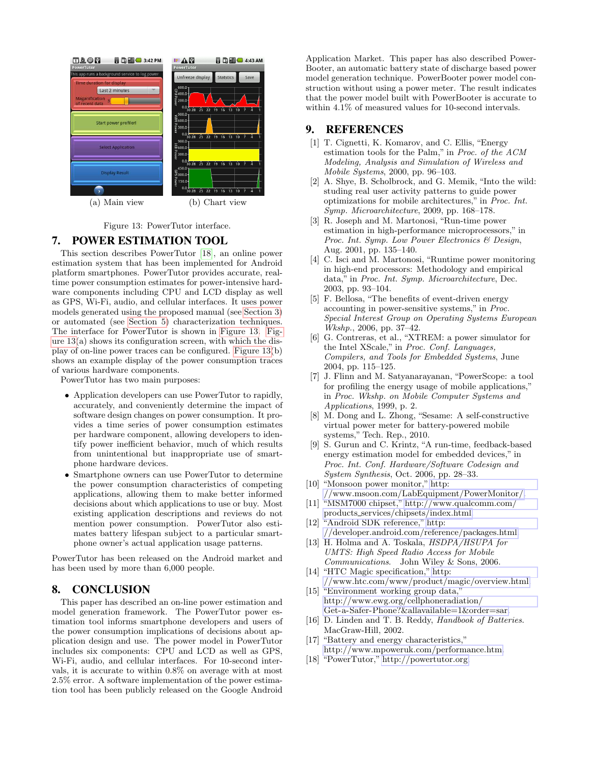(a) Main view (b) Chart view

Figure 13: PowerTutor interface.

## 7. POWER ESTIMATION TOOL

This section describes PowerTutor [18], an online power estimation system that has been implemented for Android platform smartphones. PowerTutor provides accurate, real-time power consumption estimates for power-intensive hardware components including CPU and LCD display as well as GPS, Wi-Fi, audio, and cellular interfaces. It uses power models generated using the proposed manual (see Section 3) or automated (see Section 5) characterization techniques. The interface for PowerTutor is shown in Figure 13. Figure 13(a) shows its configuration screen, with which the display of on-line power traces can be configured. Figure 13(b) shows an example display of the power consumption traces of various hardware components.

PowerTutor has two main purposes:

- Application developers can use PowerTutor to rapidly, accurately, and conveniently determine the impact of software design changes on power consumption. It provides a time series of power consumption estimates per hardware component, allowing developers to identify power inefficient behavior, much of which results from unintentional but inappropriate use of smartphone hardware devices.
- Smartphone owners can use PowerTutor to determine the power consumption characteristics of competing applications, allowing them to make better informed decisions about which applications to use or buy. Most existing application descriptions and reviews do not mention power consumption. PowerTutor also estimates battery lifespan subject to a particular smartphone owner's actual application usage patterns.

PowerTutor has been released on the Android market and has been used by more than 6,000 people.

## 8. CONCLUSION

This paper has described an on-line power estimation and model generation framework. The PowerTutor power estimation tool informs smartphone developers and users of the power consumption implications of decisions about application design and use. The power model in PowerTutor includes six components: CPU and LCD as well as GPS, Wi-Fi, audio, and cellular interfaces. For 10-second intervals, it is accurate to within 0.8% on average with at most 2.5% error. A software implementation of the power estimation tool has been publicly released on the Google Android Application Market. This paper has also described PowerBooter, an automatic battery state of discharge based power model generation technique. PowerBooter power model construction without using a power meter. The result indicates that the power model built with PowerBooter is accurate to within 4.1% of measured values for 10-second intervals.

## 9. REFERENCES

[1] T. Cignetti, K. Komarov, and C. Ellis, "Energy estimation tools for the Palm," in *Proc. of the ACM Modeling, Analysis and Simulation of Wireless and Mobile Systems*, 2000, pp. 96–103.

[2] A. Shye, B. Scholbrock, and G. Memik, "Into the wild: studing real user activity patterns to guide power optimizations for mobile architectures," in *Proc. Int. Symp. Microarchitecture*, 2009, pp. 168–178.

[3] R. Joseph and M. Martonosi, "Run-time power estimation in high-performance microprocessors," in *Proc. Int. Symp. Low Power Electronics & Design*, Aug. 2001, pp. 135–140.

[4] C. Isci and M. Martonosi, "Runtime power monitoring in high-end processors: Methodology and empirical data," in *Proc. Int. Symp. Microarchitecture*, Dec. 2003, pp. 93–104.

[5] F. Bellosa, "The benefits of event-driven energy accounting in power-sensitive systems," in *Proc. Special Interest Group on Operating Systems European Wkshp.*, 2006, pp. 37–42.

[6] G. Contreras, et al., "XTREM: a power simulator for the Intel XScale," in *Proc. Conf. Languages, Compilers, and Tools for Embedded Systems*, June 2004, pp. 115–125.

[7] J. Flinn and M. Satyanarayanan, "PowerScope: a tool for profiling the energy usage of mobile applications," in *Proc. Wkshp. on Mobile Computer Systems and Applications*, 1999, p. 2.

[8] M. Dong and L. Zhong, "Sesame: A self-constructive virtual power meter for battery-powered mobile systems," Tech. Rep., 2010.

[9] S. Gurun and C. Krintz, "A run-time, feedback-based energy estimation model for embedded devices," in *Proc. Int. Conf. Hardware/Software Codesign and System Synthesis*, Oct. 2006, pp. 28–33.

[10] "Monsoon power monitor," http://www.msoon.com/LabEquipment/PowerMonitor/.

[11] "MSM7000 chipset," http://www.qualcomm.com/products_services/chipsets/index.html.

[12] "Android SDK reference," http://developer.android.com/reference/packages.html.

[13] H. Holma and A. Toskala, *HSDPA/HSUPA for UMTS: High Speed Radio Access for Mobile Communications*. John Wiley & Sons, 2006.

[14] "HTC Magic specification," http://www.htc.com/www/product/magic/overview.html.

[15] "Environment working group data," http://www.ewg.org/cellphoneradiation/Get-a-Safer-Phone?&allavailable=1&order=sar.

[16] D. Linden and T. B. Reddy, *Handbook of Batteries*. MacGraw-Hill, 2002.

[17] "Battery and energy characteristics," http://www.mpoweruk.com/performance.htm.

[18] "PowerTutor," http://powertutor.org.